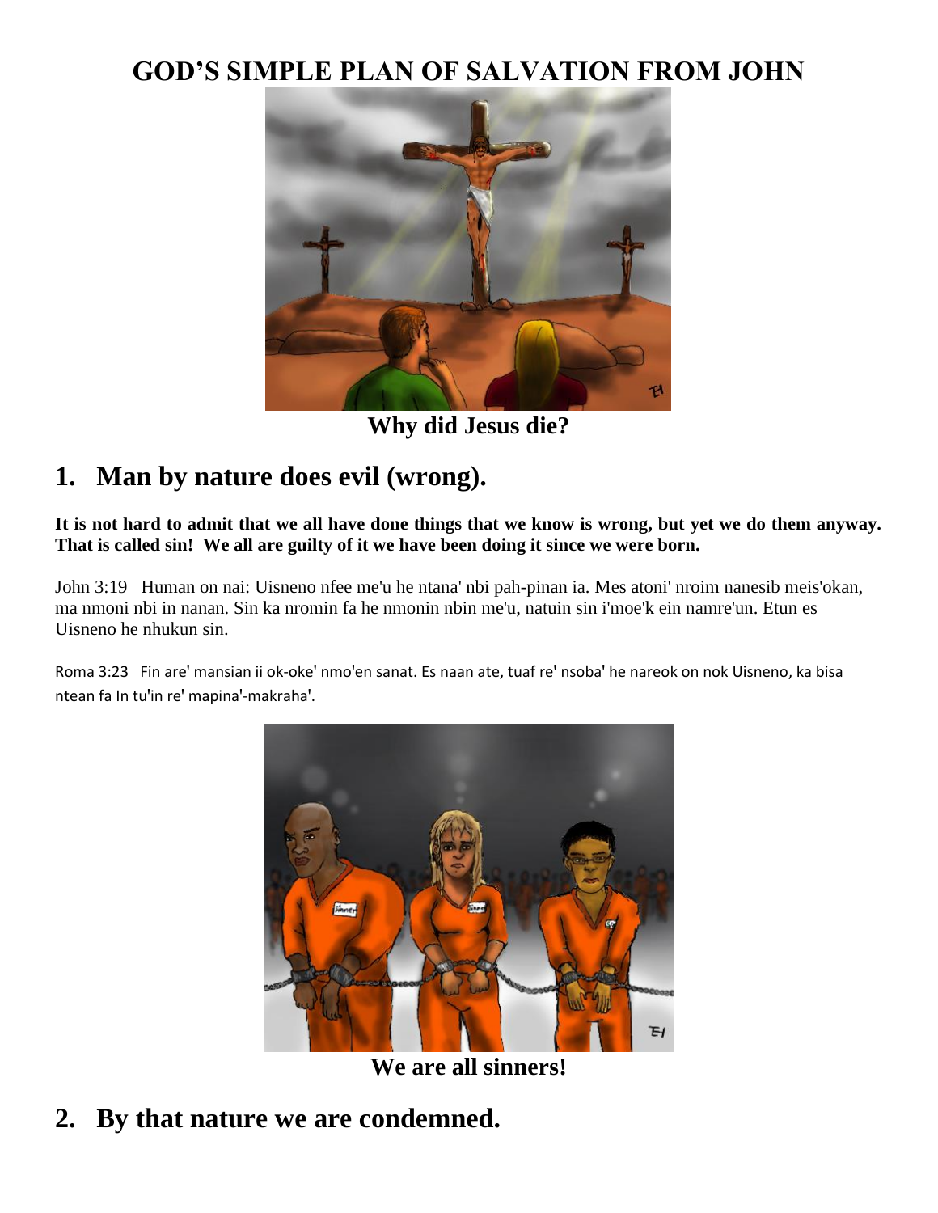# GOD'S SIMPLE PLAN OF SALVATION FROM JOHN

**Why did Jesus die?**

## 1. Man by nature does evil (wrong).

**It is not hard to admit that we all have done things that we know is wrong, but yet we do them anyway. That is called sin! We all are guilty of it we have been doing it since we were born.**

John 3:19 Human on nai: Uisneno nfee me'u he ntana' nbi pah-pinan ia. Mes atoni' nroim nanesib meis'okan, ma nmoni nbi in nanan. Sin ka nromin fa he nmonin nbin me'u, natuin sin i'moe'k ein namre'un. Etun es Uisneno he nhukun sin.

Roma 3:23 Fin are' mansian ii ok-oke' nmo'en sanat. Es naan ate, tuaf re' nsoba' he nareok on nok Uisneno, ka bisa ntean fa In tu'in re' mapina'-makraha'.

**We are all sinners!**

## 2. By that nature we are condemned.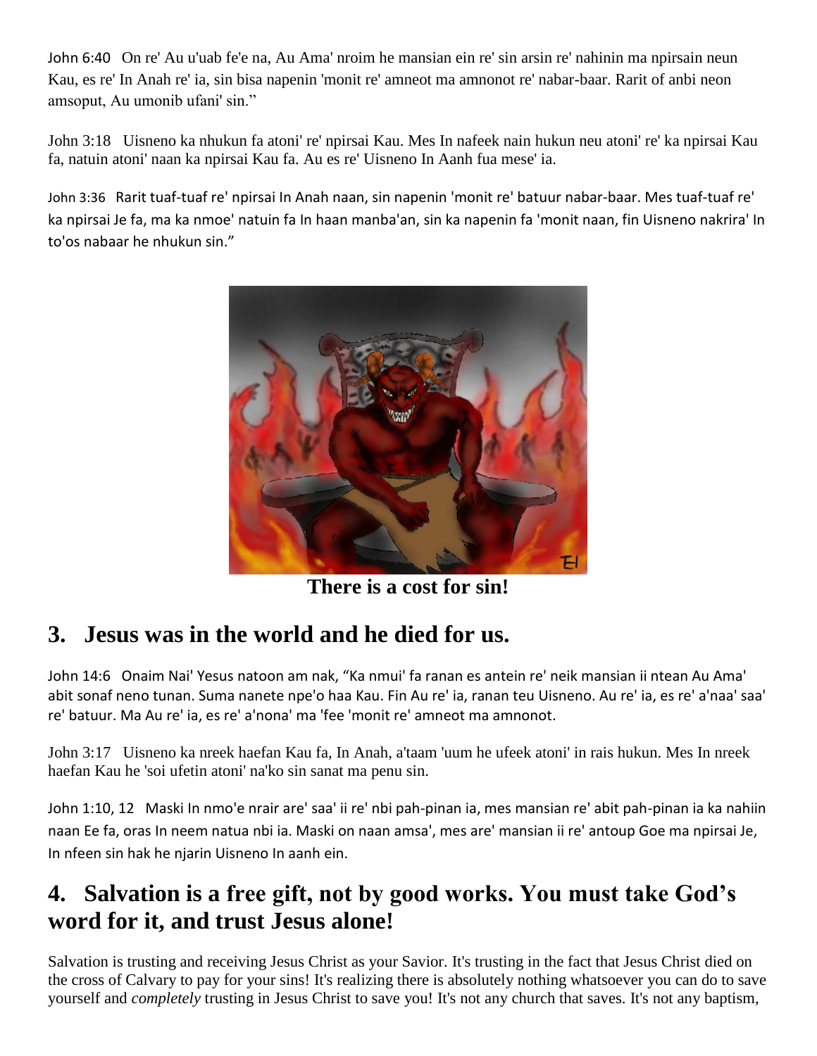John 6:40 On re' Au u'uab fe'e na, Au Ama' nroim he mansian ein re' sin arsin re' nahinin ma npirsain neun Kau, es re' In Anah re' ia, sin bisa napenin 'monit re' amneot ma amnonot re' nabar-baar. Rarit of anbi neon amsoput, Au umonib ufani' sin."

John 3:18 Uisneno ka nhukun fa atoni' re' npirsai Kau. Mes In nafeek nain hukun neu atoni' re' ka npirsai Kau fa, natuin atoni' naan ka npirsai Kau fa. Au es re' Uisneno In Aanh fua mese' ia.

John 3:36 Rarit tuaf-tuaf re' npirsai In Anah naan, sin napenin 'monit re' batuur nabar-baar. Mes tuaf-tuaf re' ka npirsai Je fa, ma ka nmoe' natuin fa In haan manba'an, sin ka napenin fa 'monit naan, fin Uisneno nakrira' In to'os nabaar he nhukun sin."

**There is a cost for sin!**

## 3. Jesus was in the world and he died for us.

John 14:6 Onaim Nai' Yesus natoon am nak, "Ka nmui' fa ranan es antein re' neik mansian ii ntean Au Ama' abit sonaf neno tunan. Suma nanete npe'o haa Kau. Fin Au re' ia, ranan teu Uisneno. Au re' ia, es re' a'naa' saa' re' batuur. Ma Au re' ia, es re' a'nona' ma 'fee 'monit re' amneot ma amnonot.

John 3:17 Uisneno ka nreek haefan Kau fa, In Anah, a'taam 'uum he ufeek atoni' in rais hukun. Mes In nreek haefan Kau he 'soi ufetin atoni' na'ko sin sanat ma penu sin.

John 1:10, 12 Maski In nmo'e nrair are' saa' ii re' nbi pah-pinan ia, mes mansian re' abit pah-pinan ia ka nahiin naan Ee fa, oras In neem natua nbi ia. Maski on naan amsa', mes are' mansian ii re' antoup Goe ma npirsai Je, In nfeen sin hak he njarin Uisneno In aanh ein.

## 4. Salvation is a free gift, not by good works. You must take God's word for it, and trust Jesus alone!

Salvation is trusting and receiving Jesus Christ as your Savior. It's trusting in the fact that Jesus Christ died on the cross of Calvary to pay for your sins! It's realizing there is absolutely nothing whatsoever you can do to save yourself and *completely* trusting in Jesus Christ to save you! It's not any church that saves. It's not any baptism,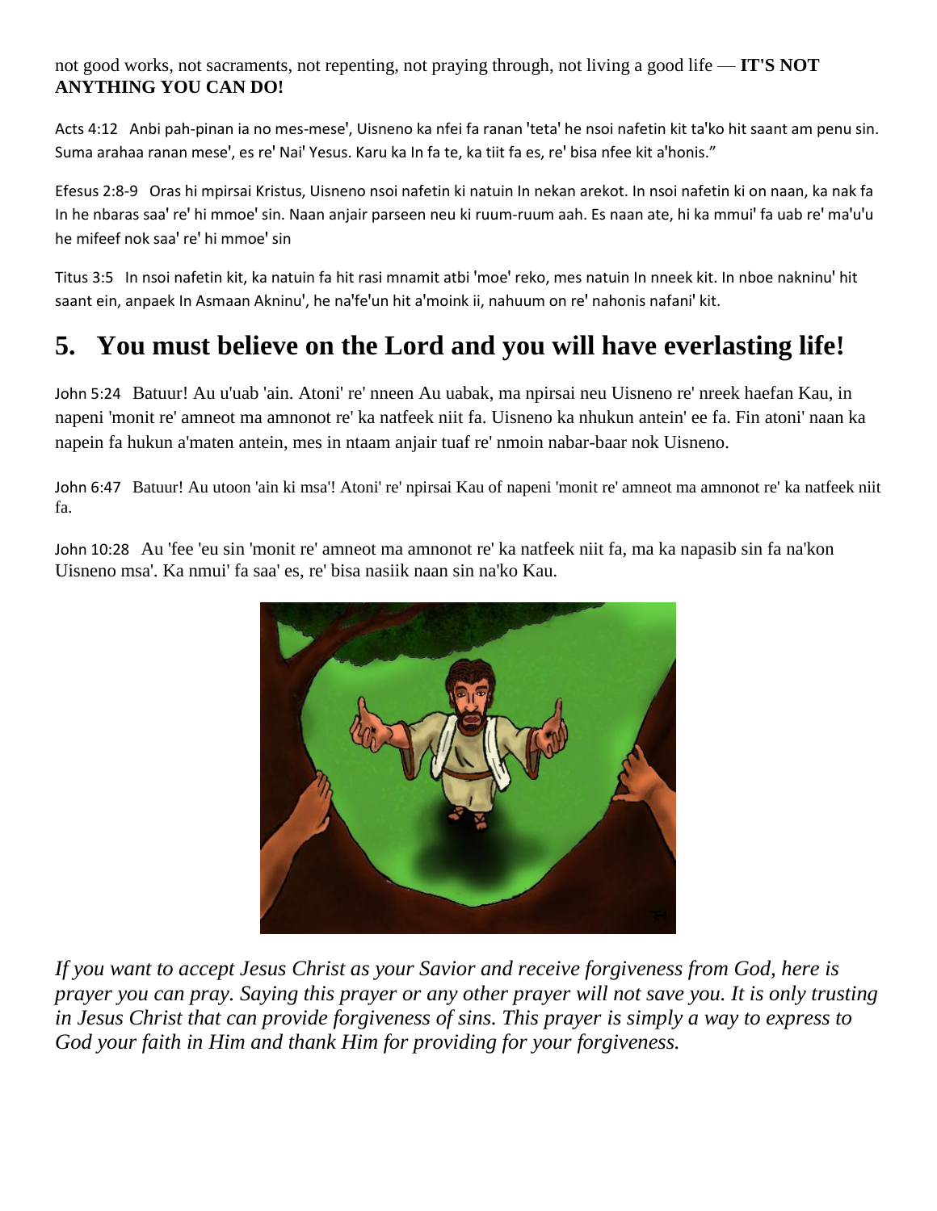not good works, not sacraments, not repenting, not praying through, not living a good life — **IT'S NOT ANYTHING YOU CAN DO!**

Acts 4:12 Anbi pah-pinan ia no mes-mese', Uisneno ka nfei fa ranan 'teta' he nsoi nafetin kit ta'ko hit saant am penu sin. Suma arahaa ranan mese', es re' Nai' Yesus. Karu ka In fa te, ka tiit fa es, re' bisa nfee kit a'honis."

Efesus 2:8-9 Oras hi mpirsai Kristus, Uisneno nsoi nafetin ki natuin In nekan arekot. In nsoi nafetin ki on naan, ka nak fa In he nbaras saa' re' hi mmoe' sin. Naan anjair parseen neu ki ruum-ruum aah. Es naan ate, hi ka mmui' fa uab re' ma'u'u he mifeef nok saa' re' hi mmoe' sin

Titus 3:5 In nsoi nafetin kit, ka natuin fa hit rasi mnamit atbi 'moe' reko, mes natuin In nneek kit. In nboe nakninu' hit saant ein, anpaek In Asmaan Akninu', he na'fe'un hit a'moink ii, nahuum on re' nahonis nafani' kit.

## 5. You must believe on the Lord and you will have everlasting life!

John 5:24 Batuur! Au u'uab 'ain. Atoni' re' nneen Au uabak, ma npirsai neu Uisneno re' nreek haefan Kau, in napeni 'monit re' amneot ma amnonot re' ka natfeek niit fa. Uisneno ka nhukun antein' ee fa. Fin atoni' naan ka napein fa hukun a'maten antein, mes in ntaam anjair tuaf re' nmoin nabar-baar nok Uisneno.

John 6:47 Batuur! Au utoon 'ain ki msa'! Atoni' re' npirsai Kau of napeni 'monit re' amneot ma amnonot re' ka natfeek niit fa.

John 10:28 Au 'fee 'eu sin 'monit re' amneot ma amnonot re' ka natfeek niit fa, ma ka napasib sin fa na'kon Uisneno msa'. Ka nmui' fa saa' es, re' bisa nasiik naan sin na'ko Kau.

*If you want to accept Jesus Christ as your Savior and receive forgiveness from God, here is prayer you can pray. Saying this prayer or any other prayer will not save you. It is only trusting in Jesus Christ that can provide forgiveness of sins. This prayer is simply a way to express to God your faith in Him and thank Him for providing for your forgiveness.*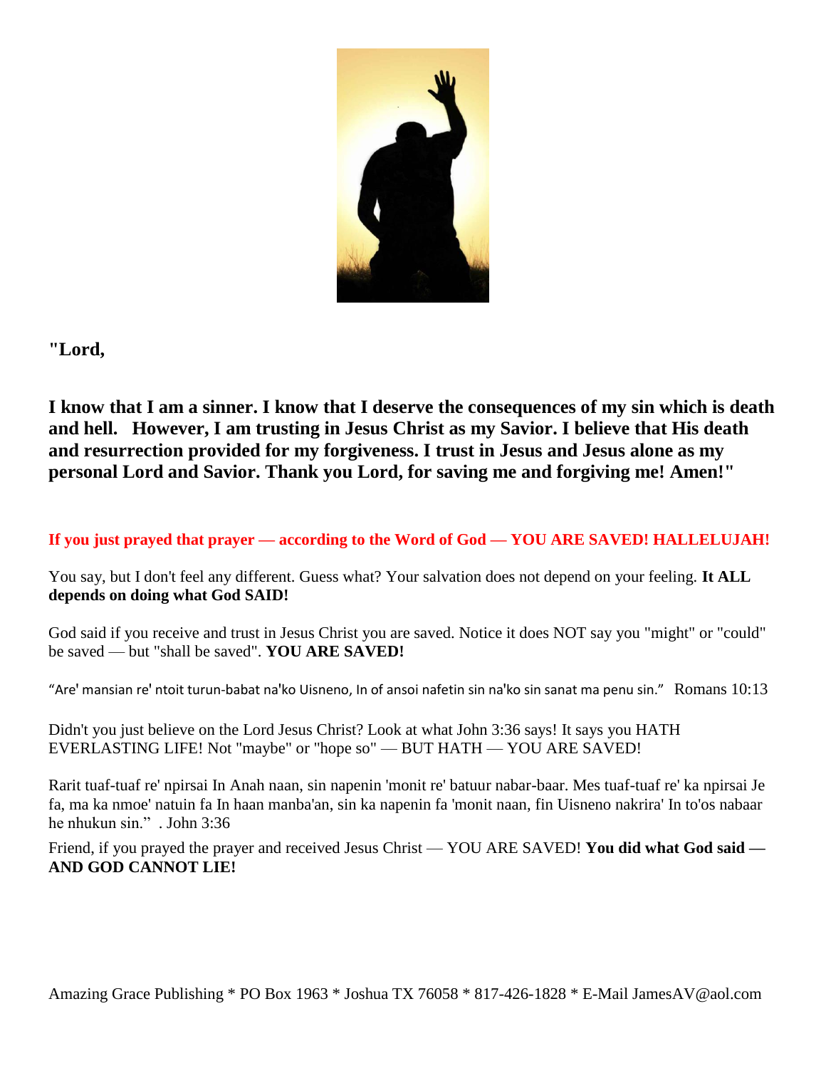**"Lord,**

**I know that I am a sinner. I know that I deserve the consequences of my sin which is death and hell. However, I am trusting in Jesus Christ as my Savior. I believe that His death and resurrection provided for my forgiveness. I trust in Jesus and Jesus alone as my personal Lord and Savior. Thank you Lord, for saving me and forgiving me! Amen!"**

**If you just prayed that prayer — according to the Word of God — YOU ARE SAVED! HALLELUJAH!**

You say, but I don't feel any different. Guess what? Your salvation does not depend on your feeling. **It ALL depends on doing what God SAID!**

God said if you receive and trust in Jesus Christ you are saved. Notice it does NOT say you "might" or "could" be saved — but "shall be saved". **YOU ARE SAVED!**

"Are' mansian re' ntoit turun-babat na'ko Uisneno, In of ansoi nafetin sin na'ko sin sanat ma penu sin." Romans 10:13

Didn't you just believe on the Lord Jesus Christ? Look at what John 3:36 says! It says you HATH EVERLASTING LIFE! Not "maybe" or "hope so" — BUT HATH — YOU ARE SAVED!

Rarit tuaf-tuaf re' npirsai In Anah naan, sin napenin 'monit re' batuur nabar-baar. Mes tuaf-tuaf re' ka npirsai Je fa, ma ka nmoe' natuin fa In haan manba'an, sin ka napenin fa 'monit naan, fin Uisneno nakrira' In to'os nabaar he nhukun sin." . John 3:36

Friend, if you prayed the prayer and received Jesus Christ — YOU ARE SAVED! **You did what God said — AND GOD CANNOT LIE!**

Amazing Grace Publishing * PO Box 1963 * Joshua TX 76058 * 817-426-1828 * E-Mail JamesAV@aol.com